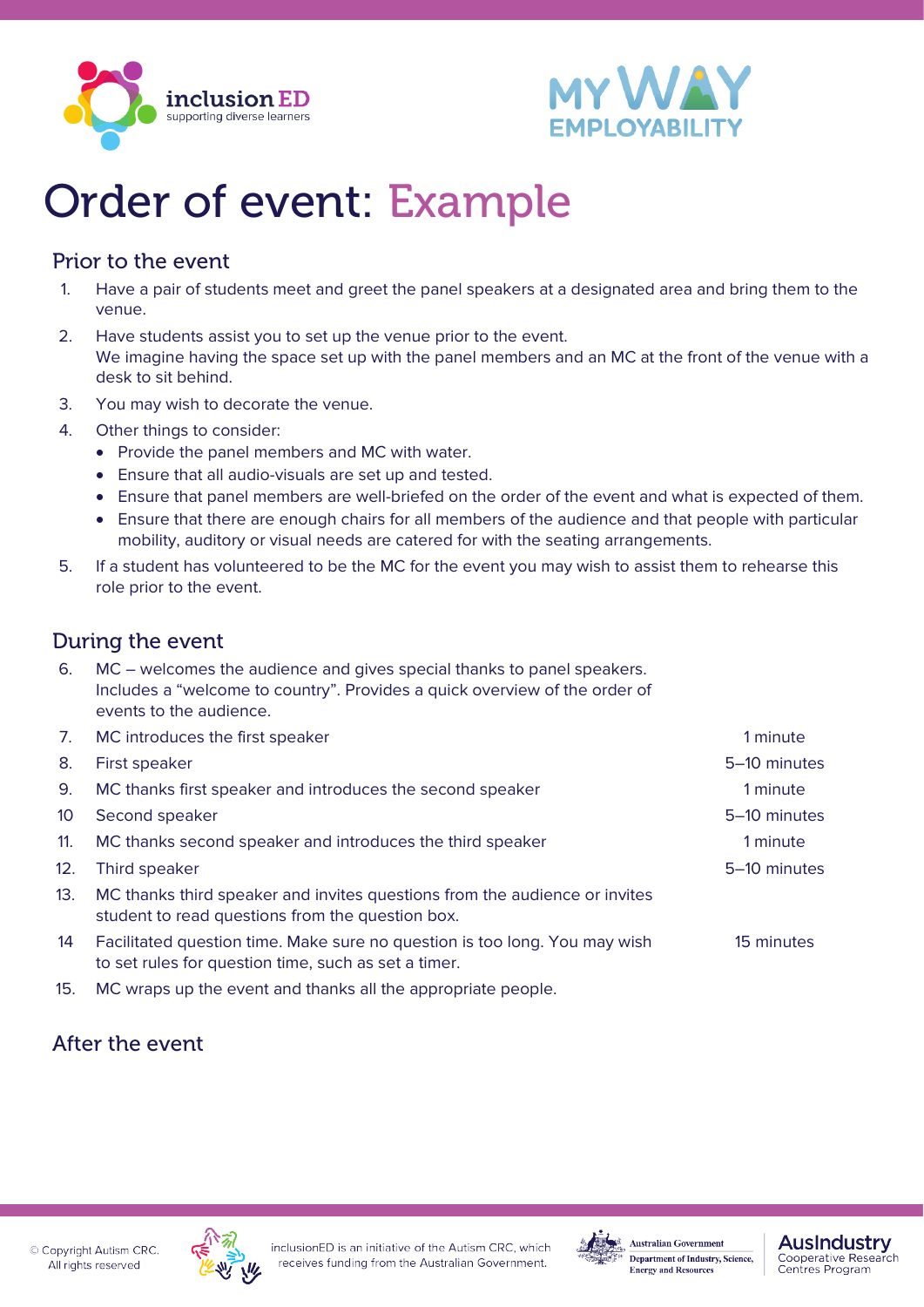# Order of event: Example

## Prior to the event

1. Have a pair of students meet and greet the panel speakers at a designated area and bring them to the venue.
2. Have students assist you to set up the venue prior to the event.
   We imagine having the space set up with the panel members and an MC at the front of the venue with a desk to sit behind.
3. You may wish to decorate the venue.
4. Other things to consider:
   - Provide the panel members and MC with water.
   - Ensure that all audio-visuals are set up and tested.
   - Ensure that panel members are well-briefed on the order of the event and what is expected of them.
   - Ensure that there are enough chairs for all members of the audience and that people with particular mobility, auditory or visual needs are catered for with the seating arrangements.
5. If a student has volunteered to be the MC for the event you may wish to assist them to rehearse this role prior to the event.

## During the event

| | | |
|---|---|---|
| 6. | MC – welcomes the audience and gives special thanks to panel speakers. Includes a "welcome to country". Provides a quick overview of the order of events to the audience. | |
| 7. | MC introduces the first speaker | 1 minute |
| 8. | First speaker | 5–10 minutes |
| 9. | MC thanks first speaker and introduces the second speaker | 1 minute |
| 10 | Second speaker | 5–10 minutes |
| 11. | MC thanks second speaker and introduces the third speaker | 1 minute |
| 12. | Third speaker | 5–10 minutes |
| 13. | MC thanks third speaker and invites questions from the audience or invites student to read questions from the question box. | |
| 14 | Facilitated question time. Make sure no question is too long. You may wish to set rules for question time, such as set a timer. | 15 minutes |
| 15. | MC wraps up the event and thanks all the appropriate people. | |

## After the event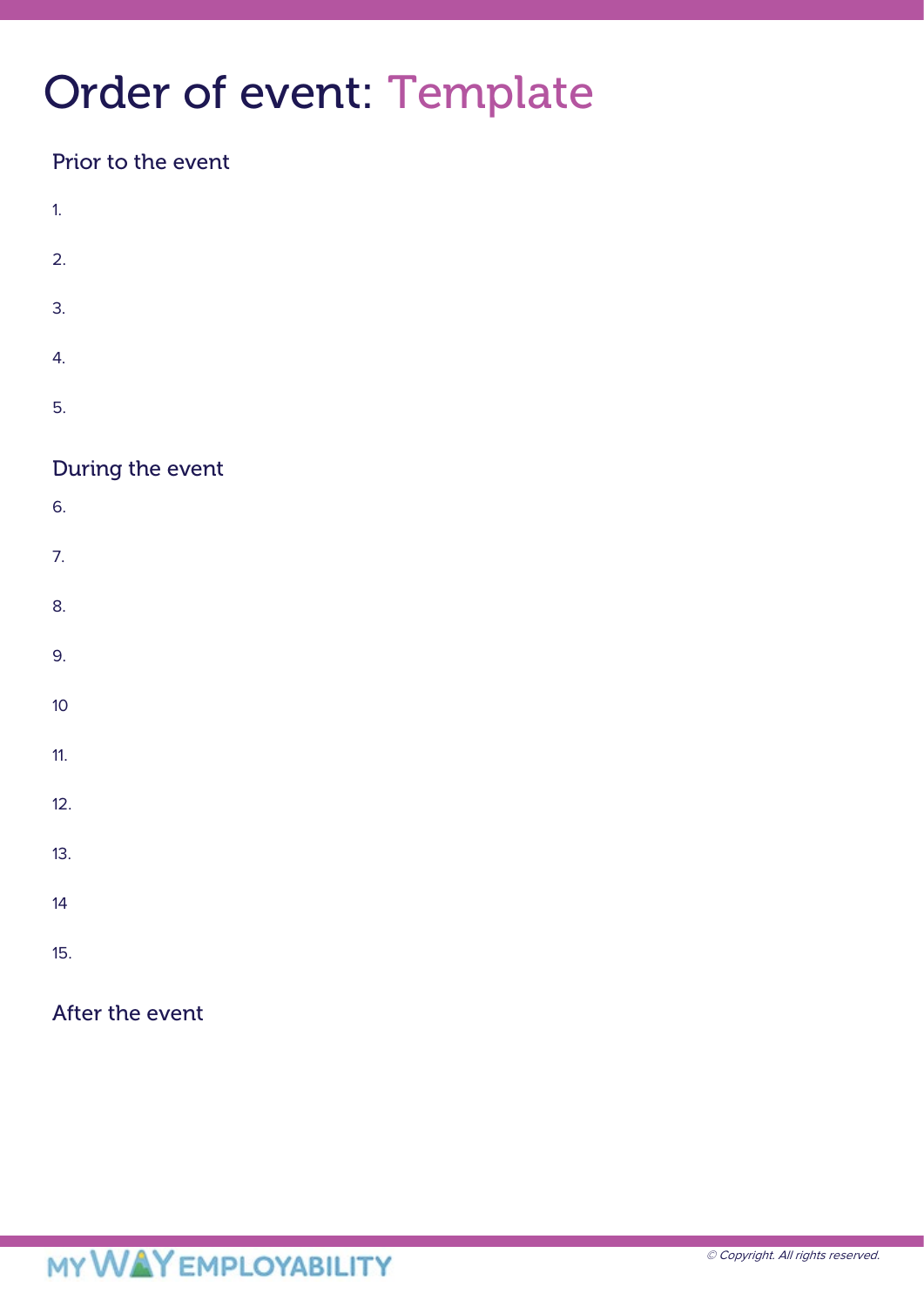# Order of event: Template

## Prior to the event

1.

2.

3.

4.

5.

## During the event

6.

7.

8.

9.

10

11.

12.

13.

14

15.

## After the event